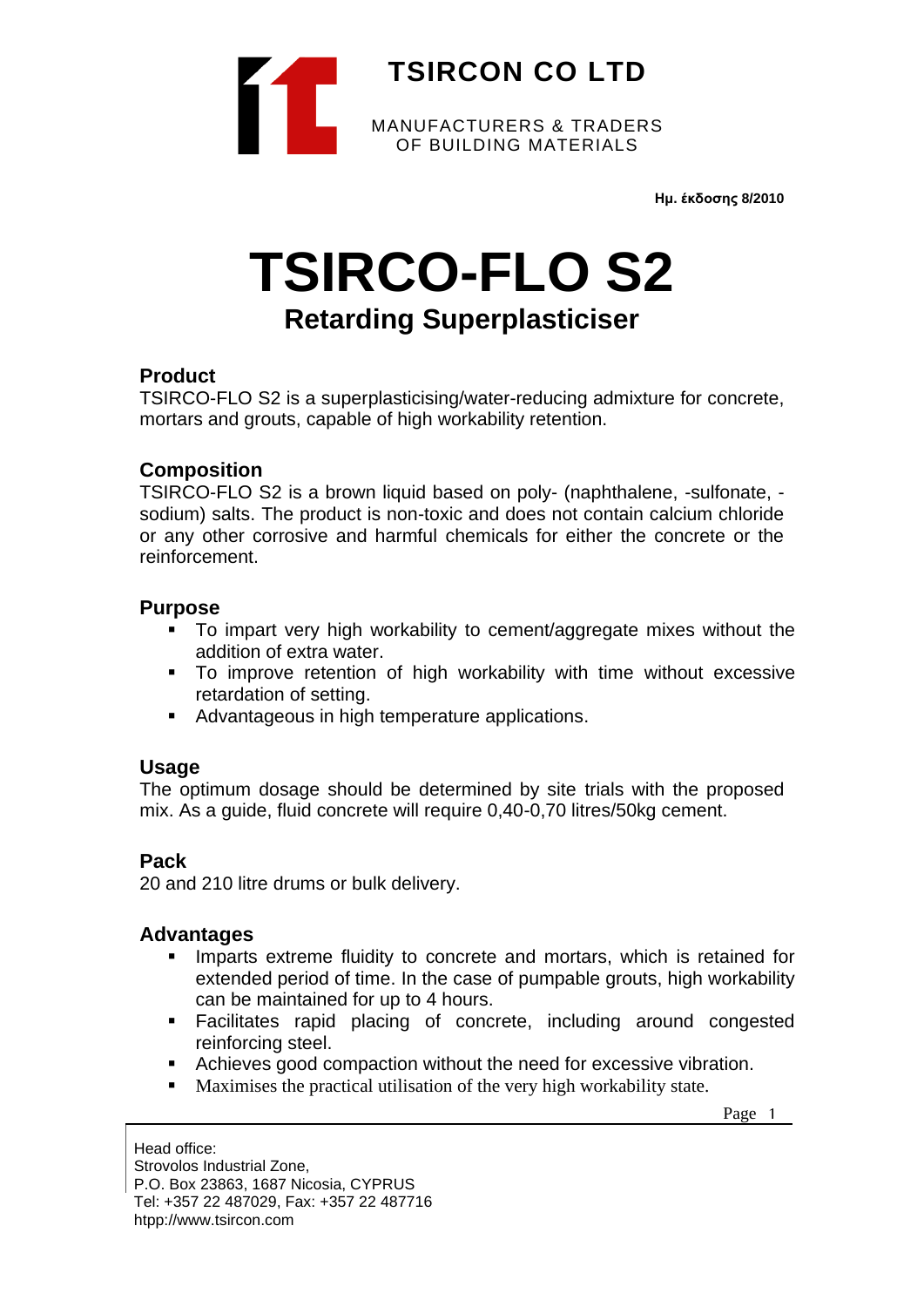# TSIRCON CO LTD

MANUFACTURERS & TRADERS
OF BUILDING MATERIALS

**Ημ. έκδοσης 8/2010**

# TSIRCO-FLO S2

## Retarding Superplasticiser

### Product

TSIRCO-FLO S2 is a superplasticising/water-reducing admixture for concrete, mortars and grouts, capable of high workability retention.

### Composition

TSIRCO-FLO S2 is a brown liquid based on poly- (naphthalene, -sulfonate, -sodium) salts. The product is non-toxic and does not contain calcium chloride or any other corrosive and harmful chemicals for either the concrete or the reinforcement.

### Purpose

- To impart very high workability to cement/aggregate mixes without the addition of extra water.
- To improve retention of high workability with time without excessive retardation of setting.
- Advantageous in high temperature applications.

### Usage

The optimum dosage should be determined by site trials with the proposed mix. As a guide, fluid concrete will require 0,40-0,70 litres/50kg cement.

### Pack

20 and 210 litre drums or bulk delivery.

### Advantages

- Imparts extreme fluidity to concrete and mortars, which is retained for extended period of time. In the case of pumpable grouts, high workability can be maintained for up to 4 hours.
- Facilitates rapid placing of concrete, including around congested reinforcing steel.
- Achieves good compaction without the need for excessive vibration.
- Maximises the practical utilisation of the very high workability state.

Head office:
Strovolos Industrial Zone,
P.O. Box 23863, 1687 Nicosia, CYPRUS
Tel: +357 22 487029, Fax: +357 22 487716
htpp://www.tsircon.com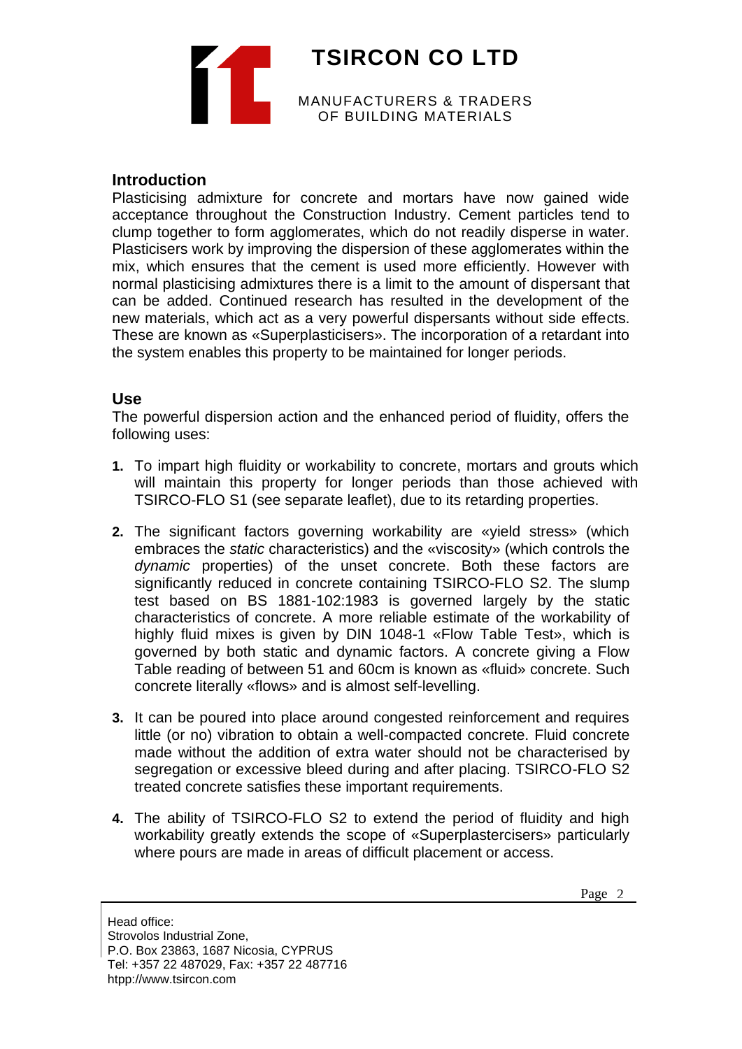## Introduction

Plasticising admixture for concrete and mortars have now gained wide acceptance throughout the Construction Industry. Cement particles tend to clump together to form agglomerates, which do not readily disperse in water. Plasticisers work by improving the dispersion of these agglomerates within the mix, which ensures that the cement is used more efficiently. However with normal plasticising admixtures there is a limit to the amount of dispersant that can be added. Continued research has resulted in the development of the new materials, which act as a very powerful dispersants without side effects. These are known as «Superplasticisers». The incorporation of a retardant into the system enables this property to be maintained for longer periods.

## Use

The powerful dispersion action and the enhanced period of fluidity, offers the following uses:

1. To impart high fluidity or workability to concrete, mortars and grouts which will maintain this property for longer periods than those achieved with TSIRCO-FLO S1 (see separate leaflet), due to its retarding properties.

2. The significant factors governing workability are «yield stress» (which embraces the *static* characteristics) and the «viscosity» (which controls the *dynamic* properties) of the unset concrete. Both these factors are significantly reduced in concrete containing TSIRCO-FLO S2. The slump test based on BS 1881-102:1983 is governed largely by the static characteristics of concrete. A more reliable estimate of the workability of highly fluid mixes is given by DIN 1048-1 «Flow Table Test», which is governed by both static and dynamic factors. A concrete giving a Flow Table reading of between 51 and 60cm is known as «fluid» concrete. Such concrete literally «flows» and is almost self-levelling.

3. It can be poured into place around congested reinforcement and requires little (or no) vibration to obtain a well-compacted concrete. Fluid concrete made without the addition of extra water should not be characterised by segregation or excessive bleed during and after placing. TSIRCO-FLO S2 treated concrete satisfies these important requirements.

4. The ability of TSIRCO-FLO S2 to extend the period of fluidity and high workability greatly extends the scope of «Superplastercisers» particularly where pours are made in areas of difficult placement or access.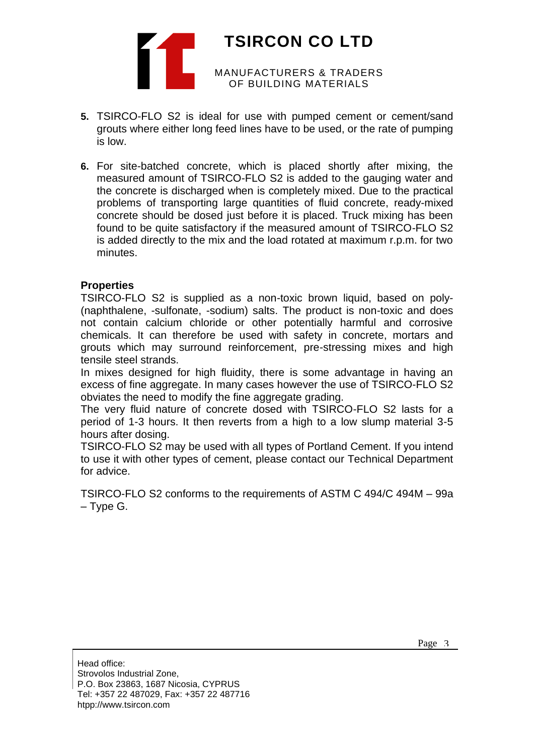5. TSIRCO-FLO S2 is ideal for use with pumped cement or cement/sand grouts where either long feed lines have to be used, or the rate of pumping is low.

6. For site-batched concrete, which is placed shortly after mixing, the measured amount of TSIRCO-FLO S2 is added to the gauging water and the concrete is discharged when is completely mixed. Due to the practical problems of transporting large quantities of fluid concrete, ready-mixed concrete should be dosed just before it is placed. Truck mixing has been found to be quite satisfactory if the measured amount of TSIRCO-FLO S2 is added directly to the mix and the load rotated at maximum r.p.m. for two minutes.

**Properties**

TSIRCO-FLO S2 is supplied as a non-toxic brown liquid, based on poly-(naphthalene, -sulfonate, -sodium) salts. The product is non-toxic and does not contain calcium chloride or other potentially harmful and corrosive chemicals. It can therefore be used with safety in concrete, mortars and grouts which may surround reinforcement, pre-stressing mixes and high tensile steel strands.

In mixes designed for high fluidity, there is some advantage in having an excess of fine aggregate. In many cases however the use of TSIRCO-FLO S2 obviates the need to modify the fine aggregate grading.

The very fluid nature of concrete dosed with TSIRCO-FLO S2 lasts for a period of 1-3 hours. It then reverts from a high to a low slump material 3-5 hours after dosing.

TSIRCO-FLO S2 may be used with all types of Portland Cement. If you intend to use it with other types of cement, please contact our Technical Department for advice.

TSIRCO-FLO S2 conforms to the requirements of ASTM C 494/C 494M – 99a – Type G.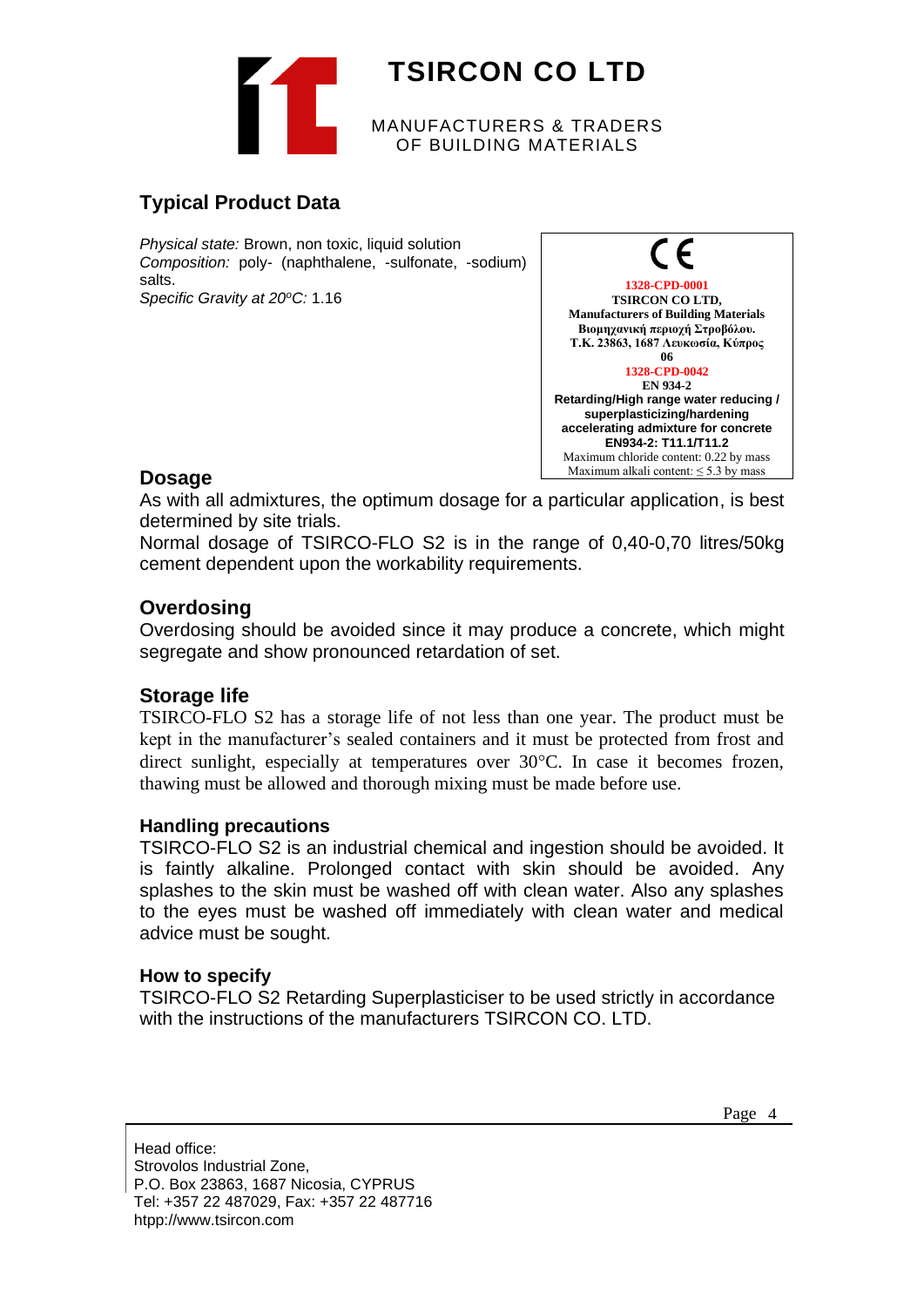# TSIRCON CO LTD

MANUFACTURERS & TRADERS
OF BUILDING MATERIALS

## Typical Product Data

*Physical state:* Brown, non toxic, liquid solution
*Composition:* poly- (naphthalene, -sulfonate, -sodium) salts.
*Specific Gravity at 20°C:* 1.16

CE
1328-CPD-0001
**TSIRCON CO LTD,**
**Manufacturers of Building Materials**
**Βιομηχανική περιοχή Στροβόλου.**
**Τ.Κ. 23863, 1687 Λευκωσία, Κύπρος**
**06**
1328-CPD-0042
**EN 934-2**
**Retarding/High range water reducing / superplasticizing/hardening accelerating admixture for concrete**
**EN934-2: T11.1/T11.2**
Maximum chloride content: 0.22 by mass
Maximum alkali content: ≤ 5.3 by mass

## Dosage

As with all admixtures, the optimum dosage for a particular application, is best determined by site trials.
Normal dosage of TSIRCO-FLO S2 is in the range of 0,40-0,70 litres/50kg cement dependent upon the workability requirements.

## Overdosing

Overdosing should be avoided since it may produce a concrete, which might segregate and show pronounced retardation of set.

## Storage life

TSIRCO-FLO S2 has a storage life of not less than one year. The product must be kept in the manufacturer's sealed containers and it must be protected from frost and direct sunlight, especially at temperatures over 30°C. In case it becomes frozen, thawing must be allowed and thorough mixing must be made before use.

### Handling precautions

TSIRCO-FLO S2 is an industrial chemical and ingestion should be avoided. It is faintly alkaline. Prolonged contact with skin should be avoided. Any splashes to the skin must be washed off with clean water. Also any splashes to the eyes must be washed off immediately with clean water and medical advice must be sought.

### How to specify

TSIRCO-FLO S2 Retarding Superplasticiser to be used strictly in accordance with the instructions of the manufacturers TSIRCON CO. LTD.

Head office:
Strovolos Industrial Zone,
P.O. Box 23863, 1687 Nicosia, CYPRUS
Tel: +357 22 487029, Fax: +357 22 487716
htpp://www.tsircon.com